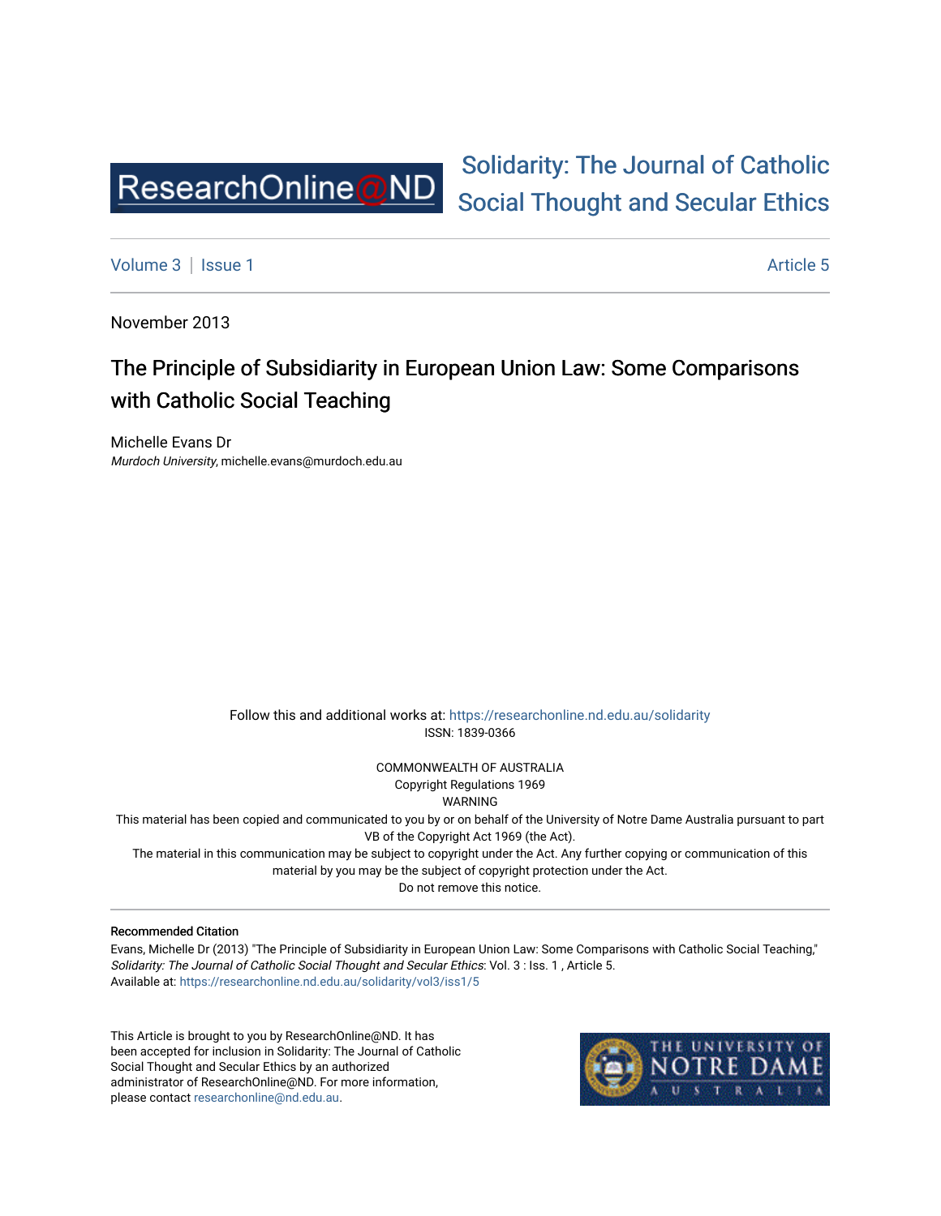ResearchOnline@ND

Solidarity: The Journal of Catholic Social Thought and Secular Ethics

Volume 3 | Issue 1 Article 5

November 2013

# The Principle of Subsidiarity in European Union Law: Some Comparisons with Catholic Social Teaching

Michelle Evans Dr
*Murdoch University*, michelle.evans@murdoch.edu.au

Follow this and additional works at: https://researchonline.nd.edu.au/solidarity
ISSN: 1839-0366

COMMONWEALTH OF AUSTRALIA
Copyright Regulations 1969
WARNING
This material has been copied and communicated to you by or on behalf of the University of Notre Dame Australia pursuant to part VB of the Copyright Act 1969 (the Act).
The material in this communication may be subject to copyright under the Act. Any further copying or communication of this material by you may be the subject of copyright protection under the Act.
Do not remove this notice.

**Recommended Citation**
Evans, Michelle Dr (2013) "The Principle of Subsidiarity in European Union Law: Some Comparisons with Catholic Social Teaching," *Solidarity: The Journal of Catholic Social Thought and Secular Ethics*: Vol. 3 : Iss. 1 , Article 5.
Available at: https://researchonline.nd.edu.au/solidarity/vol3/iss1/5

This Article is brought to you by ResearchOnline@ND. It has been accepted for inclusion in Solidarity: The Journal of Catholic Social Thought and Secular Ethics by an authorized administrator of ResearchOnline@ND. For more information, please contact researchonline@nd.edu.au.

THE UNIVERSITY OF NOTRE DAME AUSTRALIA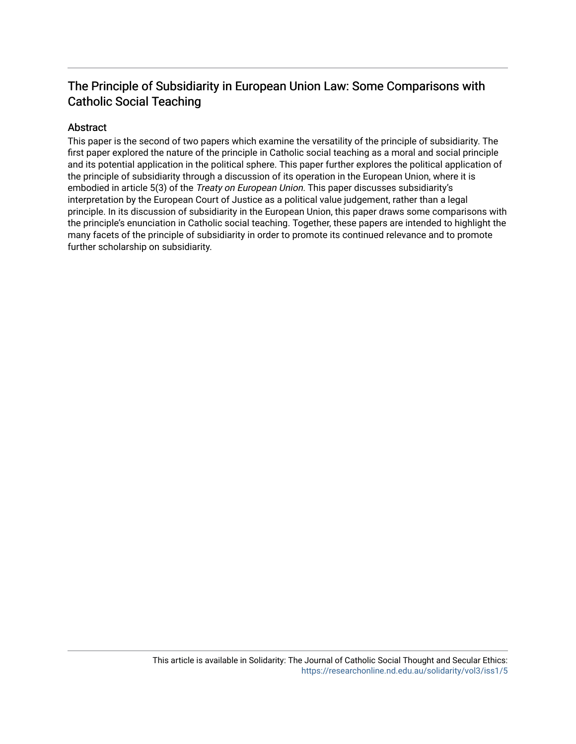# The Principle of Subsidiarity in European Union Law: Some Comparisons with Catholic Social Teaching

## Abstract

This paper is the second of two papers which examine the versatility of the principle of subsidiarity. The first paper explored the nature of the principle in Catholic social teaching as a moral and social principle and its potential application in the political sphere. This paper further explores the political application of the principle of subsidiarity through a discussion of its operation in the European Union, where it is embodied in article 5(3) of the *Treaty on European Union.* This paper discusses subsidiarity's interpretation by the European Court of Justice as a political value judgement, rather than a legal principle. In its discussion of subsidiarity in the European Union, this paper draws some comparisons with the principle's enunciation in Catholic social teaching. Together, these papers are intended to highlight the many facets of the principle of subsidiarity in order to promote its continued relevance and to promote further scholarship on subsidiarity.

This article is available in Solidarity: The Journal of Catholic Social Thought and Secular Ethics: https://researchonline.nd.edu.au/solidarity/vol3/iss1/5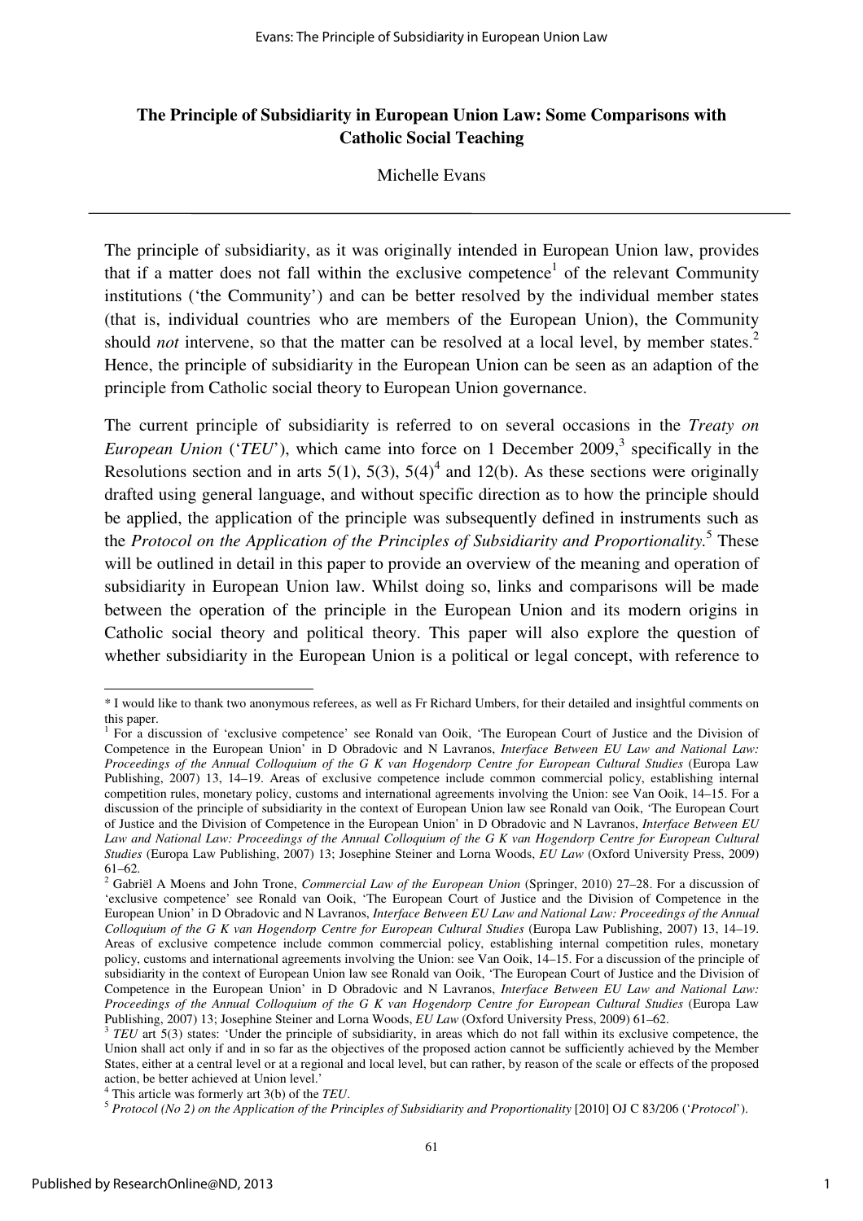# The Principle of Subsidiarity in European Union Law: Some Comparisons with Catholic Social Teaching

Michelle Evans

The principle of subsidiarity, as it was originally intended in European Union law, provides that if a matter does not fall within the exclusive competence[1] of the relevant Community institutions ('the Community') and can be better resolved by the individual member states (that is, individual countries who are members of the European Union), the Community should *not* intervene, so that the matter can be resolved at a local level, by member states.[2] Hence, the principle of subsidiarity in the European Union can be seen as an adaption of the principle from Catholic social theory to European Union governance.

The current principle of subsidiarity is referred to on several occasions in the *Treaty on European Union* ('*TEU*'), which came into force on 1 December 2009,[3] specifically in the Resolutions section and in arts 5(1), 5(3), 5(4)[4] and 12(b). As these sections were originally drafted using general language, and without specific direction as to how the principle should be applied, the application of the principle was subsequently defined in instruments such as the *Protocol on the Application of the Principles of Subsidiarity and Proportionality*.[5] These will be outlined in detail in this paper to provide an overview of the meaning and operation of subsidiarity in European Union law. Whilst doing so, links and comparisons will be made between the operation of the principle in the European Union and its modern origins in Catholic social theory and political theory. This paper will also explore the question of whether subsidiarity in the European Union is a political or legal concept, with reference to

---

\* I would like to thank two anonymous referees, as well as Fr Richard Umbers, for their detailed and insightful comments on this paper.

[1] For a discussion of 'exclusive competence' see Ronald van Ooik, 'The European Court of Justice and the Division of Competence in the European Union' in D Obradovic and N Lavranos, *Interface Between EU Law and National Law: Proceedings of the Annual Colloquium of the G K van Hogendorp Centre for European Cultural Studies* (Europa Law Publishing, 2007) 13, 14–19. Areas of exclusive competence include common commercial policy, establishing internal competition rules, monetary policy, customs and international agreements involving the Union: see Van Ooik, 14–15. For a discussion of the principle of subsidiarity in the context of European Union law see Ronald van Ooik, 'The European Court of Justice and the Division of Competence in the European Union' in D Obradovic and N Lavranos, *Interface Between EU Law and National Law: Proceedings of the Annual Colloquium of the G K van Hogendorp Centre for European Cultural Studies* (Europa Law Publishing, 2007) 13; Josephine Steiner and Lorna Woods, *EU Law* (Oxford University Press, 2009) 61–62.

[2] Gabriël A Moens and John Trone, *Commercial Law of the European Union* (Springer, 2010) 27–28. For a discussion of 'exclusive competence' see Ronald van Ooik, 'The European Court of Justice and the Division of Competence in the European Union' in D Obradovic and N Lavranos, *Interface Between EU Law and National Law: Proceedings of the Annual Colloquium of the G K van Hogendorp Centre for European Cultural Studies* (Europa Law Publishing, 2007) 13, 14–19. Areas of exclusive competence include common commercial policy, establishing internal competition rules, monetary policy, customs and international agreements involving the Union: see Van Ooik, 14–15. For a discussion of the principle of subsidiarity in the context of European Union law see Ronald van Ooik, 'The European Court of Justice and the Division of Competence in the European Union' in D Obradovic and N Lavranos, *Interface Between EU Law and National Law: Proceedings of the Annual Colloquium of the G K van Hogendorp Centre for European Cultural Studies* (Europa Law Publishing, 2007) 13; Josephine Steiner and Lorna Woods, *EU Law* (Oxford University Press, 2009) 61–62.

[3] *TEU* art 5(3) states: 'Under the principle of subsidiarity, in areas which do not fall within its exclusive competence, the Union shall act only if and in so far as the objectives of the proposed action cannot be sufficiently achieved by the Member States, either at a central level or at a regional and local level, but can rather, by reason of the scale or effects of the proposed action, be better achieved at Union level.'

[4] This article was formerly art 3(b) of the *TEU*.

[5] *Protocol (No 2) on the Application of the Principles of Subsidiarity and Proportionality* [2010] OJ C 83/206 ('*Protocol*').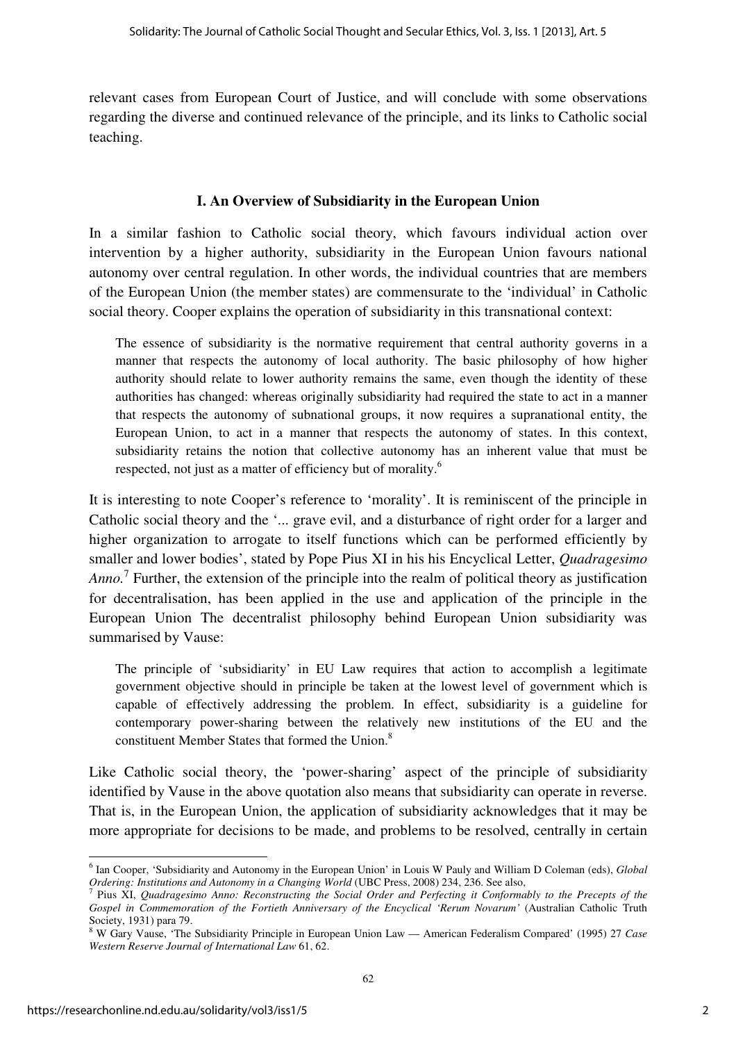relevant cases from European Court of Justice, and will conclude with some observations regarding the diverse and continued relevance of the principle, and its links to Catholic social teaching.

## I. An Overview of Subsidiarity in the European Union

In a similar fashion to Catholic social theory, which favours individual action over intervention by a higher authority, subsidiarity in the European Union favours national autonomy over central regulation. In other words, the individual countries that are members of the European Union (the member states) are commensurate to the 'individual' in Catholic social theory. Cooper explains the operation of subsidiarity in this transnational context:

> The essence of subsidiarity is the normative requirement that central authority governs in a manner that respects the autonomy of local authority. The basic philosophy of how higher authority should relate to lower authority remains the same, even though the identity of these authorities has changed: whereas originally subsidiarity had required the state to act in a manner that respects the autonomy of subnational groups, it now requires a supranational entity, the European Union, to act in a manner that respects the autonomy of states. In this context, subsidiarity retains the notion that collective autonomy has an inherent value that must be respected, not just as a matter of efficiency but of morality.[6]

It is interesting to note Cooper's reference to 'morality'. It is reminiscent of the principle in Catholic social theory and the '... grave evil, and a disturbance of right order for a larger and higher organization to arrogate to itself functions which can be performed efficiently by smaller and lower bodies', stated by Pope Pius XI in his his Encyclical Letter, *Quadragesimo Anno.*[7] Further, the extension of the principle into the realm of political theory as justification for decentralisation, has been applied in the use and application of the principle in the European Union The decentralist philosophy behind European Union subsidiarity was summarised by Vause:

> The principle of 'subsidiarity' in EU Law requires that action to accomplish a legitimate government objective should in principle be taken at the lowest level of government which is capable of effectively addressing the problem. In effect, subsidiarity is a guideline for contemporary power-sharing between the relatively new institutions of the EU and the constituent Member States that formed the Union.[8]

Like Catholic social theory, the 'power-sharing' aspect of the principle of subsidiarity identified by Vause in the above quotation also means that subsidiarity can operate in reverse. That is, in the European Union, the application of subsidiarity acknowledges that it may be more appropriate for decisions to be made, and problems to be resolved, centrally in certain

---

[6] Ian Cooper, 'Subsidiarity and Autonomy in the European Union' in Louis W Pauly and William D Coleman (eds), *Global Ordering: Institutions and Autonomy in a Changing World* (UBC Press, 2008) 234, 236. See also,

[7] Pius XI, *Quadragesimo Anno: Reconstructing the Social Order and Perfecting it Conformably to the Precepts of the Gospel in Commemoration of the Fortieth Anniversary of the Encyclical 'Rerum Novarum'* (Australian Catholic Truth Society, 1931) para 79.

[8] W Gary Vause, 'The Subsidiarity Principle in European Union Law — American Federalism Compared' (1995) 27 *Case Western Reserve Journal of International Law* 61, 62.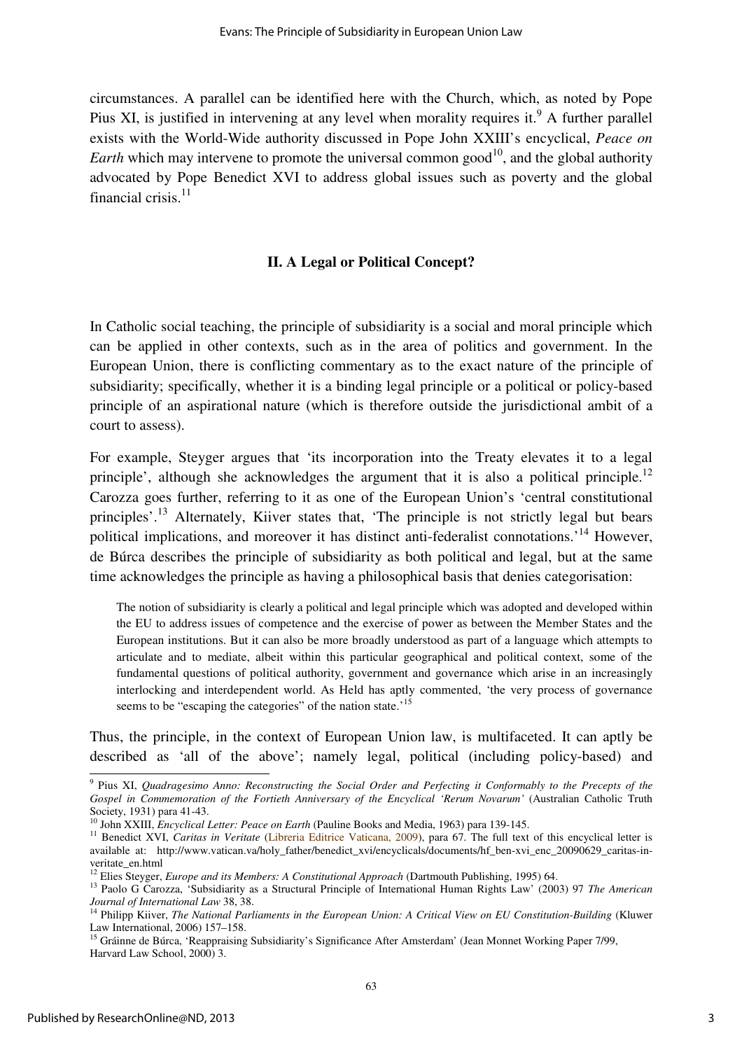circumstances. A parallel can be identified here with the Church, which, as noted by Pope Pius XI, is justified in intervening at any level when morality requires it.[9] A further parallel exists with the World-Wide authority discussed in Pope John XXIII's encyclical, *Peace on Earth* which may intervene to promote the universal common good[10], and the global authority advocated by Pope Benedict XVI to address global issues such as poverty and the global financial crisis.[11]

## II. A Legal or Political Concept?

In Catholic social teaching, the principle of subsidiarity is a social and moral principle which can be applied in other contexts, such as in the area of politics and government. In the European Union, there is conflicting commentary as to the exact nature of the principle of subsidiarity; specifically, whether it is a binding legal principle or a political or policy-based principle of an aspirational nature (which is therefore outside the jurisdictional ambit of a court to assess).

For example, Steyger argues that 'its incorporation into the Treaty elevates it to a legal principle', although she acknowledges the argument that it is also a political principle.[12] Carozza goes further, referring to it as one of the European Union's 'central constitutional principles'.[13] Alternately, Kiiver states that, 'The principle is not strictly legal but bears political implications, and moreover it has distinct anti-federalist connotations.'[14] However, de Búrca describes the principle of subsidiarity as both political and legal, but at the same time acknowledges the principle as having a philosophical basis that denies categorisation:

> The notion of subsidiarity is clearly a political and legal principle which was adopted and developed within the EU to address issues of competence and the exercise of power as between the Member States and the European institutions. But it can also be more broadly understood as part of a language which attempts to articulate and to mediate, albeit within this particular geographical and political context, some of the fundamental questions of political authority, government and governance which arise in an increasingly interlocking and interdependent world. As Held has aptly commented, 'the very process of governance seems to be "escaping the categories" of the nation state.'[15]

Thus, the principle, in the context of European Union law, is multifaceted. It can aptly be described as 'all of the above'; namely legal, political (including policy-based) and

---

[9] Pius XI, *Quadragesimo Anno: Reconstructing the Social Order and Perfecting it Conformably to the Precepts of the Gospel in Commemoration of the Fortieth Anniversary of the Encyclical 'Rerum Novarum'* (Australian Catholic Truth Society, 1931) para 41-43.

[10] John XXIII, *Encyclical Letter: Peace on Earth* (Pauline Books and Media, 1963) para 139-145.

[11] Benedict XVI, *Caritas in Veritate* (Libreria Editrice Vaticana, 2009), para 67. The full text of this encyclical letter is available at: http://www.vatican.va/holy_father/benedict_xvi/encyclicals/documents/hf_ben-xvi_enc_20090629_caritas-in-veritate_en.html

[12] Elies Steyger, *Europe and its Members: A Constitutional Approach* (Dartmouth Publishing, 1995) 64.

[13] Paolo G Carozza, 'Subsidiarity as a Structural Principle of International Human Rights Law' (2003) 97 *The American Journal of International Law* 38, 38.

[14] Philipp Kiiver, *The National Parliaments in the European Union: A Critical View on EU Constitution-Building* (Kluwer Law International, 2006) 157–158.

[15] Gráinne de Búrca, 'Reappraising Subsidiarity's Significance After Amsterdam' (Jean Monnet Working Paper 7/99, Harvard Law School, 2000) 3.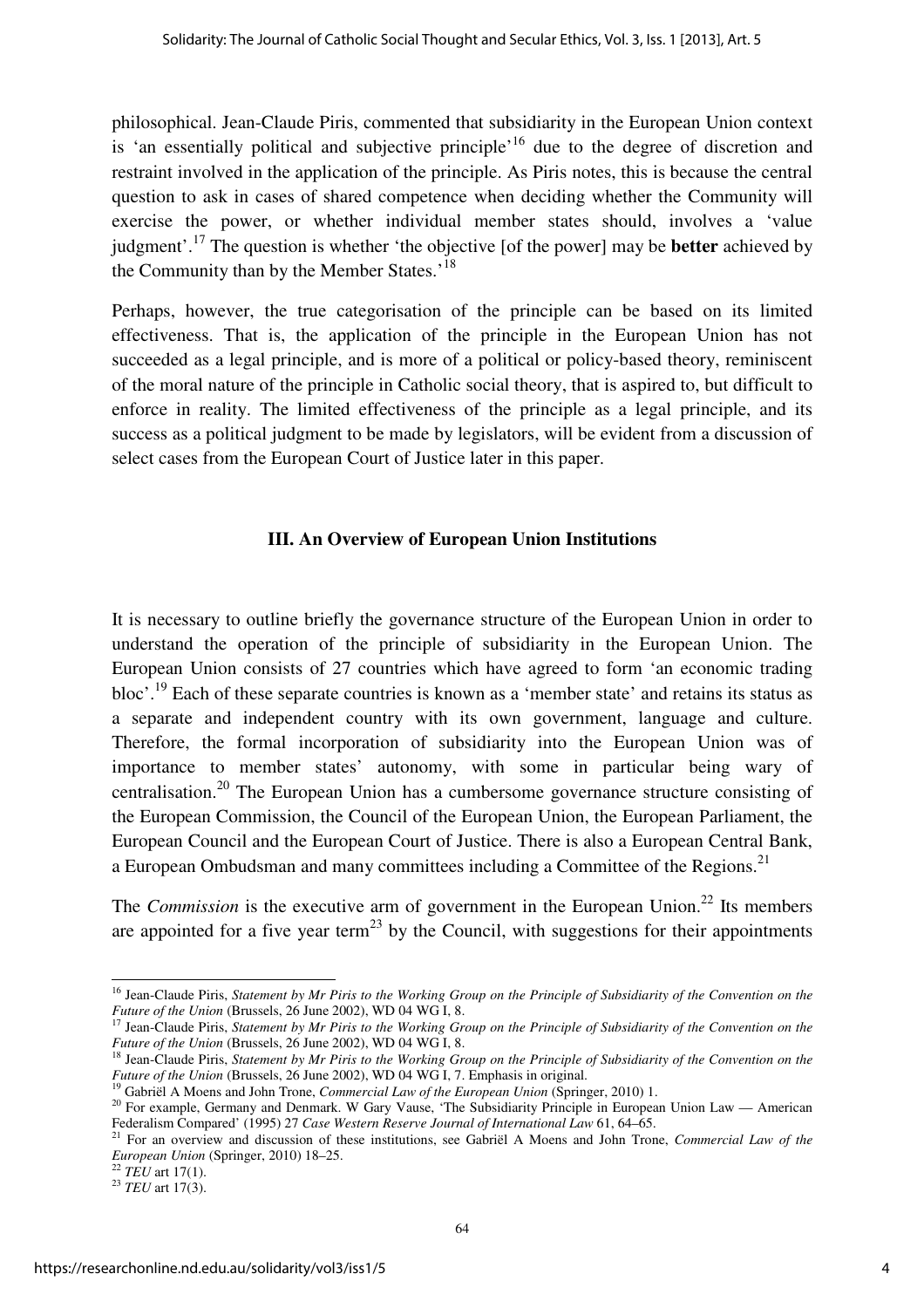philosophical. Jean-Claude Piris, commented that subsidiarity in the European Union context is 'an essentially political and subjective principle'[16] due to the degree of discretion and restraint involved in the application of the principle. As Piris notes, this is because the central question to ask in cases of shared competence when deciding whether the Community will exercise the power, or whether individual member states should, involves a 'value judgment'.[17] The question is whether 'the objective [of the power] may be **better** achieved by the Community than by the Member States.'[18]

Perhaps, however, the true categorisation of the principle can be based on its limited effectiveness. That is, the application of the principle in the European Union has not succeeded as a legal principle, and is more of a political or policy-based theory, reminiscent of the moral nature of the principle in Catholic social theory, that is aspired to, but difficult to enforce in reality. The limited effectiveness of the principle as a legal principle, and its success as a political judgment to be made by legislators, will be evident from a discussion of select cases from the European Court of Justice later in this paper.

## III. An Overview of European Union Institutions

It is necessary to outline briefly the governance structure of the European Union in order to understand the operation of the principle of subsidiarity in the European Union. The European Union consists of 27 countries which have agreed to form 'an economic trading bloc'.[19] Each of these separate countries is known as a 'member state' and retains its status as a separate and independent country with its own government, language and culture. Therefore, the formal incorporation of subsidiarity into the European Union was of importance to member states' autonomy, with some in particular being wary of centralisation.[20] The European Union has a cumbersome governance structure consisting of the European Commission, the Council of the European Union, the European Parliament, the European Council and the European Court of Justice. There is also a European Central Bank, a European Ombudsman and many committees including a Committee of the Regions.[21]

The *Commission* is the executive arm of government in the European Union.[22] Its members are appointed for a five year term[23] by the Council, with suggestions for their appointments

---

[16] Jean-Claude Piris, *Statement by Mr Piris to the Working Group on the Principle of Subsidiarity of the Convention on the Future of the Union* (Brussels, 26 June 2002), WD 04 WG I, 8.

[17] Jean-Claude Piris, *Statement by Mr Piris to the Working Group on the Principle of Subsidiarity of the Convention on the Future of the Union* (Brussels, 26 June 2002), WD 04 WG I, 8.

[18] Jean-Claude Piris, *Statement by Mr Piris to the Working Group on the Principle of Subsidiarity of the Convention on the Future of the Union* (Brussels, 26 June 2002), WD 04 WG I, 7. Emphasis in original.

[19] Gabriël A Moens and John Trone, *Commercial Law of the European Union* (Springer, 2010) 1.

[20] For example, Germany and Denmark. W Gary Vause, 'The Subsidiarity Principle in European Union Law — American Federalism Compared' (1995) 27 *Case Western Reserve Journal of International Law* 61, 64–65.

[21] For an overview and discussion of these institutions, see Gabriël A Moens and John Trone, *Commercial Law of the European Union* (Springer, 2010) 18–25.

[22] *TEU* art 17(1).

[23] *TEU* art 17(3).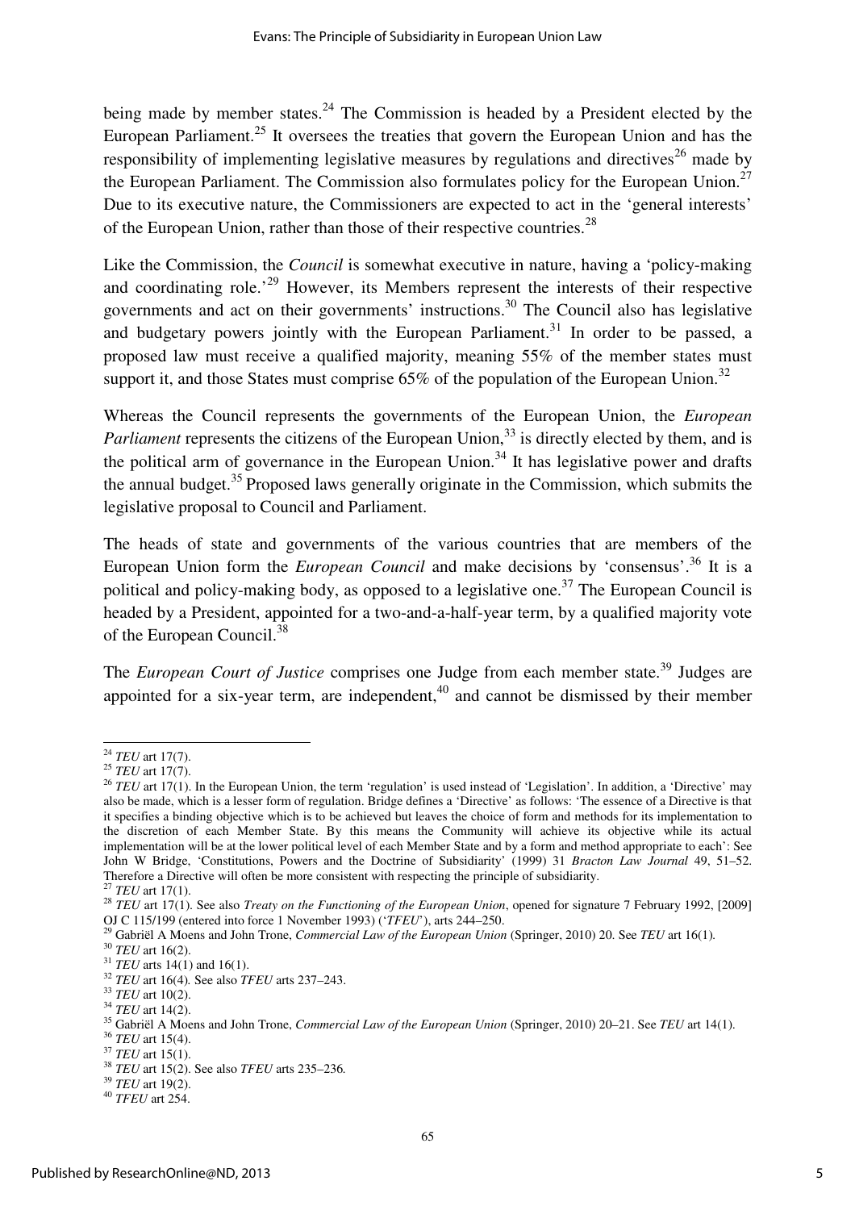being made by member states.[24] The Commission is headed by a President elected by the European Parliament.[25] It oversees the treaties that govern the European Union and has the responsibility of implementing legislative measures by regulations and directives[26] made by the European Parliament. The Commission also formulates policy for the European Union.[27] Due to its executive nature, the Commissioners are expected to act in the 'general interests' of the European Union, rather than those of their respective countries.[28]

Like the Commission, the *Council* is somewhat executive in nature, having a 'policy-making and coordinating role.'[29] However, its Members represent the interests of their respective governments and act on their governments' instructions.[30] The Council also has legislative and budgetary powers jointly with the European Parliament.[31] In order to be passed, a proposed law must receive a qualified majority, meaning 55% of the member states must support it, and those States must comprise 65% of the population of the European Union.[32]

Whereas the Council represents the governments of the European Union, the *European Parliament* represents the citizens of the European Union,[33] is directly elected by them, and is the political arm of governance in the European Union.[34] It has legislative power and drafts the annual budget.[35] Proposed laws generally originate in the Commission, which submits the legislative proposal to Council and Parliament.

The heads of state and governments of the various countries that are members of the European Union form the *European Council* and make decisions by 'consensus'.[36] It is a political and policy-making body, as opposed to a legislative one.[37] The European Council is headed by a President, appointed for a two-and-a-half-year term, by a qualified majority vote of the European Council.[38]

The *European Court of Justice* comprises one Judge from each member state.[39] Judges are appointed for a six-year term, are independent,[40] and cannot be dismissed by their member

---

[24] *TEU* art 17(7).

[25] *TEU* art 17(7).

[26] *TEU* art 17(1). In the European Union, the term 'regulation' is used instead of 'Legislation'. In addition, a 'Directive' may also be made, which is a lesser form of regulation. Bridge defines a 'Directive' as follows: 'The essence of a Directive is that it specifies a binding objective which is to be achieved but leaves the choice of form and methods for its implementation to the discretion of each Member State. By this means the Community will achieve its objective while its actual implementation will be at the lower political level of each Member State and by a form and method appropriate to each': See John W Bridge, 'Constitutions, Powers and the Doctrine of Subsidiarity' (1999) 31 *Bracton Law Journal* 49, 51–52. Therefore a Directive will often be more consistent with respecting the principle of subsidiarity.

[27] *TEU* art 17(1).

[28] *TEU* art 17(1). See also *Treaty on the Functioning of the European Union*, opened for signature 7 February 1992, [2009] OJ C 115/199 (entered into force 1 November 1993) ('*TFEU*'), arts 244–250.

[29] Gabriël A Moens and John Trone, *Commercial Law of the European Union* (Springer, 2010) 20. See *TEU* art 16(1).

[30] *TEU* art 16(2).

[31] *TEU* arts 14(1) and 16(1).

[32] *TEU* art 16(4). See also *TFEU* arts 237–243.

[33] *TEU* art 10(2).

[34] *TEU* art 14(2).

[35] Gabriël A Moens and John Trone, *Commercial Law of the European Union* (Springer, 2010) 20–21. See *TEU* art 14(1).

[36] *TEU* art 15(4).

[37] *TEU* art 15(1).

[38] *TEU* art 15(2). See also *TFEU* arts 235–236.

[39] *TEU* art 19(2).

[40] *TFEU* art 254.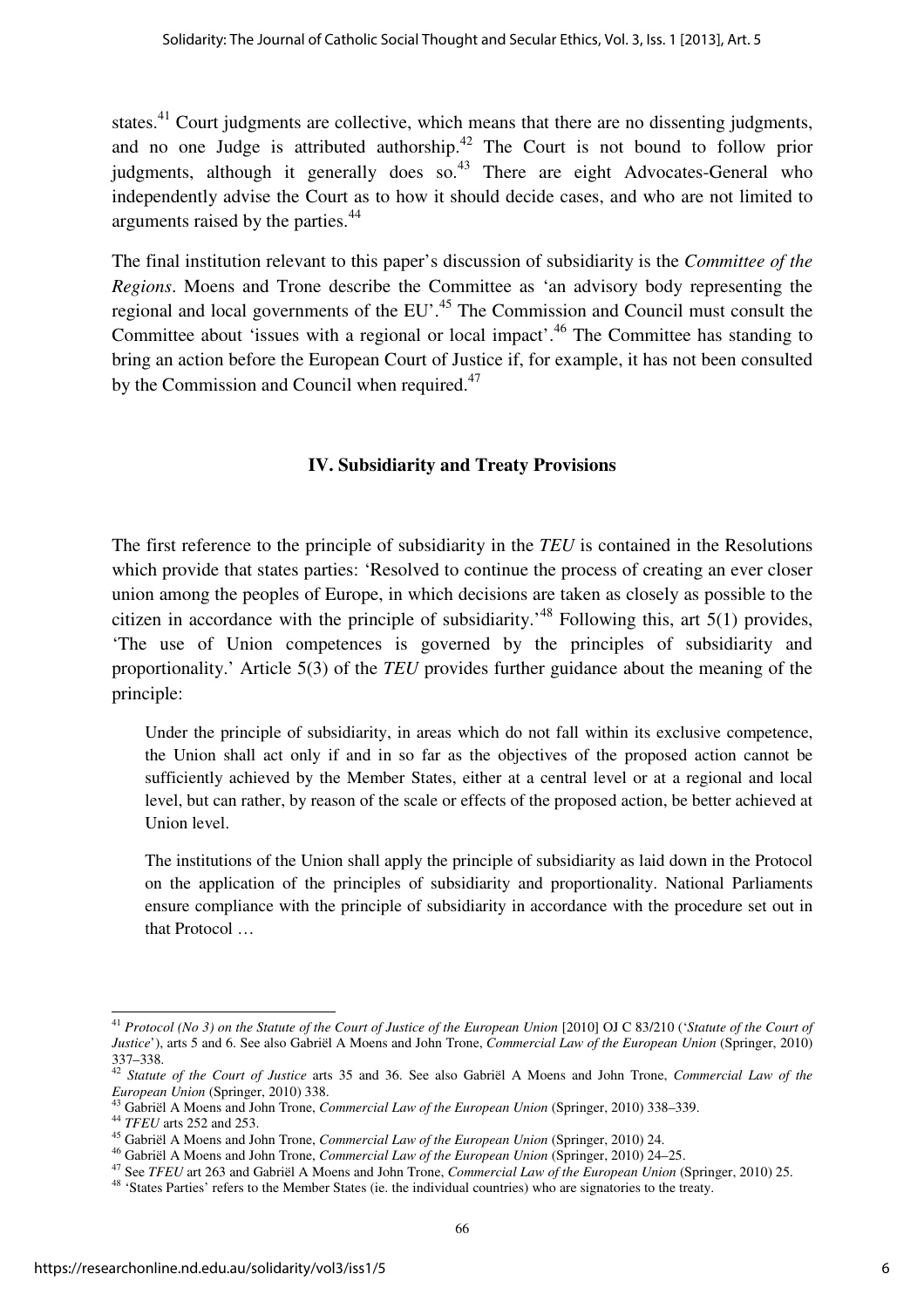states.[41] Court judgments are collective, which means that there are no dissenting judgments, and no one Judge is attributed authorship.[42] The Court is not bound to follow prior judgments, although it generally does so.[43] There are eight Advocates-General who independently advise the Court as to how it should decide cases, and who are not limited to arguments raised by the parties.[44]

The final institution relevant to this paper's discussion of subsidiarity is the *Committee of the Regions*. Moens and Trone describe the Committee as 'an advisory body representing the regional and local governments of the EU'.[45] The Commission and Council must consult the Committee about 'issues with a regional or local impact'.[46] The Committee has standing to bring an action before the European Court of Justice if, for example, it has not been consulted by the Commission and Council when required.[47]

## IV. Subsidiarity and Treaty Provisions

The first reference to the principle of subsidiarity in the *TEU* is contained in the Resolutions which provide that states parties: 'Resolved to continue the process of creating an ever closer union among the peoples of Europe, in which decisions are taken as closely as possible to the citizen in accordance with the principle of subsidiarity.'[48] Following this, art 5(1) provides, 'The use of Union competences is governed by the principles of subsidiarity and proportionality.' Article 5(3) of the *TEU* provides further guidance about the meaning of the principle:

> Under the principle of subsidiarity, in areas which do not fall within its exclusive competence, the Union shall act only if and in so far as the objectives of the proposed action cannot be sufficiently achieved by the Member States, either at a central level or at a regional and local level, but can rather, by reason of the scale or effects of the proposed action, be better achieved at Union level.
>
> The institutions of the Union shall apply the principle of subsidiarity as laid down in the Protocol on the application of the principles of subsidiarity and proportionality. National Parliaments ensure compliance with the principle of subsidiarity in accordance with the procedure set out in that Protocol …

---

[41] *Protocol (No 3) on the Statute of the Court of Justice of the European Union* [2010] OJ C 83/210 ('*Statute of the Court of Justice*'), arts 5 and 6. See also Gabriël A Moens and John Trone, *Commercial Law of the European Union* (Springer, 2010) 337–338.

[42] *Statute of the Court of Justice* arts 35 and 36. See also Gabriël A Moens and John Trone, *Commercial Law of the European Union* (Springer, 2010) 338.

[43] Gabriël A Moens and John Trone, *Commercial Law of the European Union* (Springer, 2010) 338–339.

[44] *TFEU* arts 252 and 253.

[45] Gabriël A Moens and John Trone, *Commercial Law of the European Union* (Springer, 2010) 24.

[46] Gabriël A Moens and John Trone, *Commercial Law of the European Union* (Springer, 2010) 24–25.

[47] See *TFEU* art 263 and Gabriël A Moens and John Trone, *Commercial Law of the European Union* (Springer, 2010) 25.

[48] 'States Parties' refers to the Member States (ie. the individual countries) who are signatories to the treaty.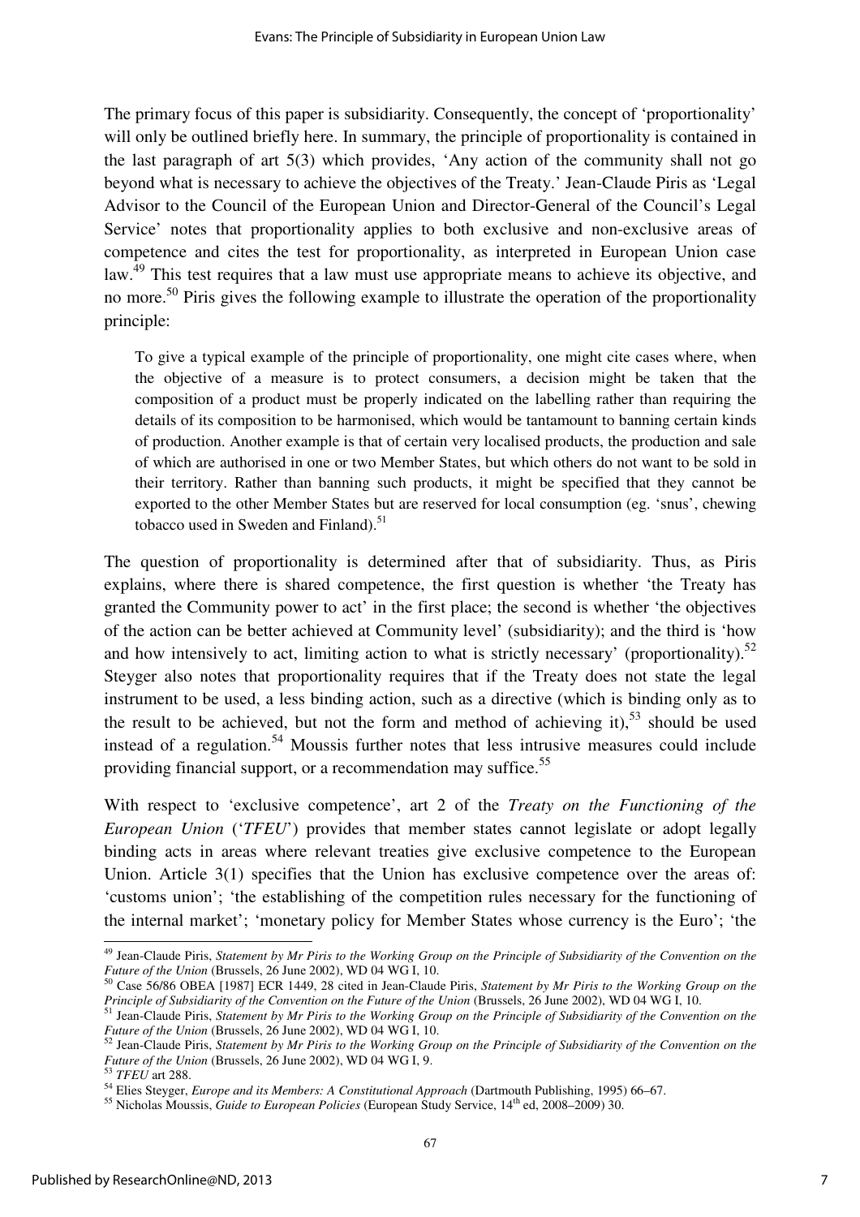The primary focus of this paper is subsidiarity. Consequently, the concept of 'proportionality' will only be outlined briefly here. In summary, the principle of proportionality is contained in the last paragraph of art 5(3) which provides, 'Any action of the community shall not go beyond what is necessary to achieve the objectives of the Treaty.' Jean-Claude Piris as 'Legal Advisor to the Council of the European Union and Director-General of the Council's Legal Service' notes that proportionality applies to both exclusive and non-exclusive areas of competence and cites the test for proportionality, as interpreted in European Union case law.[49] This test requires that a law must use appropriate means to achieve its objective, and no more.[50] Piris gives the following example to illustrate the operation of the proportionality principle:

> To give a typical example of the principle of proportionality, one might cite cases where, when the objective of a measure is to protect consumers, a decision might be taken that the composition of a product must be properly indicated on the labelling rather than requiring the details of its composition to be harmonised, which would be tantamount to banning certain kinds of production. Another example is that of certain very localised products, the production and sale of which are authorised in one or two Member States, but which others do not want to be sold in their territory. Rather than banning such products, it might be specified that they cannot be exported to the other Member States but are reserved for local consumption (eg. 'snus', chewing tobacco used in Sweden and Finland).[51]

The question of proportionality is determined after that of subsidiarity. Thus, as Piris explains, where there is shared competence, the first question is whether 'the Treaty has granted the Community power to act' in the first place; the second is whether 'the objectives of the action can be better achieved at Community level' (subsidiarity); and the third is 'how and how intensively to act, limiting action to what is strictly necessary' (proportionality).[52] Steyger also notes that proportionality requires that if the Treaty does not state the legal instrument to be used, a less binding action, such as a directive (which is binding only as to the result to be achieved, but not the form and method of achieving it),[53] should be used instead of a regulation.[54] Moussis further notes that less intrusive measures could include providing financial support, or a recommendation may suffice.[55]

With respect to 'exclusive competence', art 2 of the *Treaty on the Functioning of the European Union* ('*TFEU*') provides that member states cannot legislate or adopt legally binding acts in areas where relevant treaties give exclusive competence to the European Union. Article 3(1) specifies that the Union has exclusive competence over the areas of: 'customs union'; 'the establishing of the competition rules necessary for the functioning of the internal market'; 'monetary policy for Member States whose currency is the Euro'; 'the

---

[49] Jean-Claude Piris, *Statement by Mr Piris to the Working Group on the Principle of Subsidiarity of the Convention on the Future of the Union* (Brussels, 26 June 2002), WD 04 WG I, 10.

[50] Case 56/86 OBEA [1987] ECR 1449, 28 cited in Jean-Claude Piris, *Statement by Mr Piris to the Working Group on the Principle of Subsidiarity of the Convention on the Future of the Union* (Brussels, 26 June 2002), WD 04 WG I, 10.

[51] Jean-Claude Piris, *Statement by Mr Piris to the Working Group on the Principle of Subsidiarity of the Convention on the Future of the Union* (Brussels, 26 June 2002), WD 04 WG I, 10.

[52] Jean-Claude Piris, *Statement by Mr Piris to the Working Group on the Principle of Subsidiarity of the Convention on the Future of the Union* (Brussels, 26 June 2002), WD 04 WG I, 9.

[53] *TFEU* art 288.

[54] Elies Steyger, *Europe and its Members: A Constitutional Approach* (Dartmouth Publishing, 1995) 66–67.

[55] Nicholas Moussis, *Guide to European Policies* (European Study Service, 14th ed, 2008–2009) 30.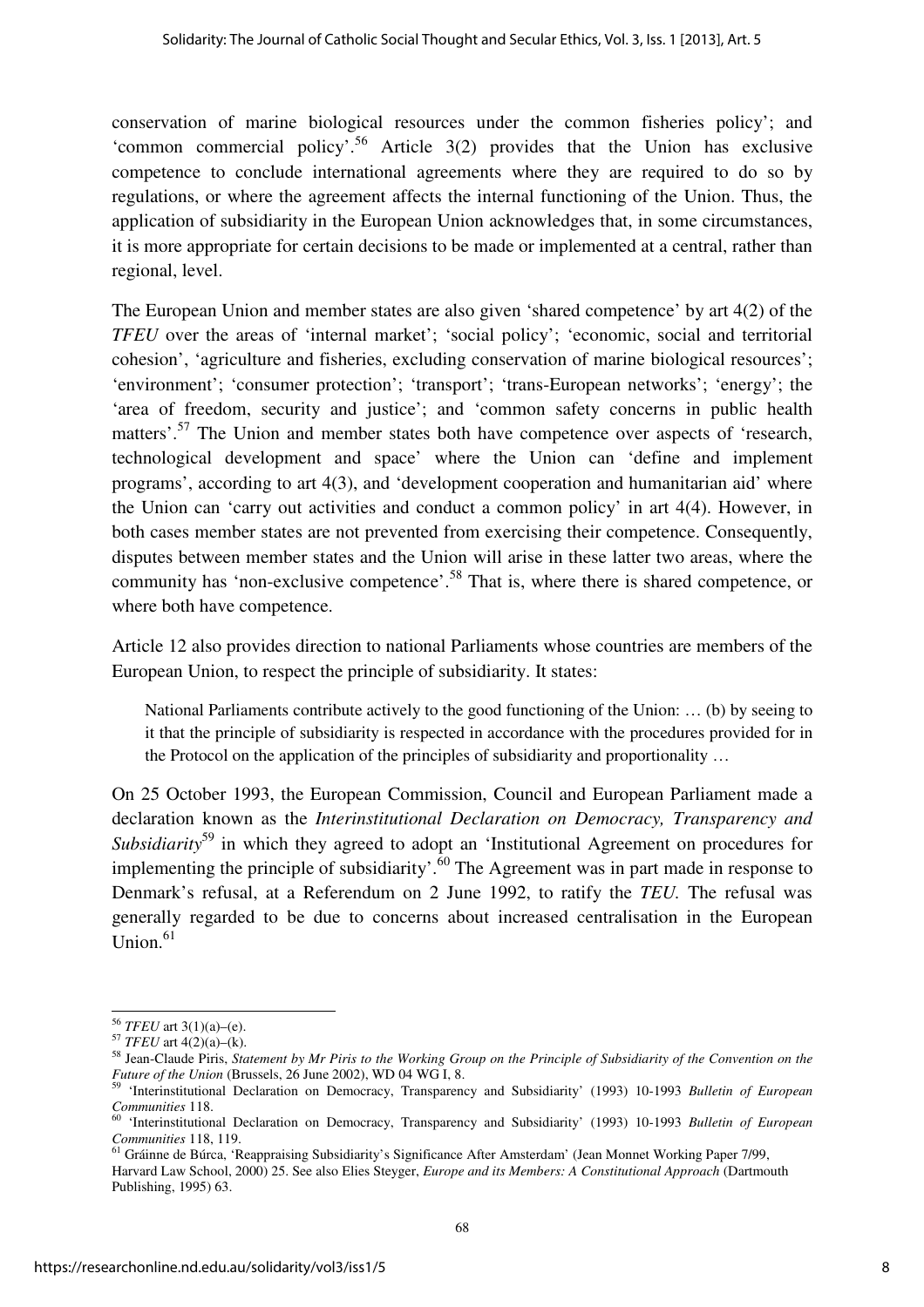conservation of marine biological resources under the common fisheries policy'; and 'common commercial policy'.[56] Article 3(2) provides that the Union has exclusive competence to conclude international agreements where they are required to do so by regulations, or where the agreement affects the internal functioning of the Union. Thus, the application of subsidiarity in the European Union acknowledges that, in some circumstances, it is more appropriate for certain decisions to be made or implemented at a central, rather than regional, level.

The European Union and member states are also given 'shared competence' by art 4(2) of the *TFEU* over the areas of 'internal market'; 'social policy'; 'economic, social and territorial cohesion', 'agriculture and fisheries, excluding conservation of marine biological resources'; 'environment'; 'consumer protection'; 'transport'; 'trans-European networks'; 'energy'; the 'area of freedom, security and justice'; and 'common safety concerns in public health matters'.[57] The Union and member states both have competence over aspects of 'research, technological development and space' where the Union can 'define and implement programs', according to art 4(3), and 'development cooperation and humanitarian aid' where the Union can 'carry out activities and conduct a common policy' in art 4(4). However, in both cases member states are not prevented from exercising their competence. Consequently, disputes between member states and the Union will arise in these latter two areas, where the community has 'non-exclusive competence'.[58] That is, where there is shared competence, or where both have competence.

Article 12 also provides direction to national Parliaments whose countries are members of the European Union, to respect the principle of subsidiarity. It states:

> National Parliaments contribute actively to the good functioning of the Union: … (b) by seeing to it that the principle of subsidiarity is respected in accordance with the procedures provided for in the Protocol on the application of the principles of subsidiarity and proportionality …

On 25 October 1993, the European Commission, Council and European Parliament made a declaration known as the *Interinstitutional Declaration on Democracy, Transparency and Subsidiarity*[59] in which they agreed to adopt an 'Institutional Agreement on procedures for implementing the principle of subsidiarity'.[60] The Agreement was in part made in response to Denmark's refusal, at a Referendum on 2 June 1992, to ratify the *TEU*. The refusal was generally regarded to be due to concerns about increased centralisation in the European Union.[61]

---

[56] *TFEU* art 3(1)(a)–(e).

[57] *TFEU* art 4(2)(a)–(k).

[58] Jean-Claude Piris, *Statement by Mr Piris to the Working Group on the Principle of Subsidiarity of the Convention on the Future of the Union* (Brussels, 26 June 2002), WD 04 WG I, 8.

[59] 'Interinstitutional Declaration on Democracy, Transparency and Subsidiarity' (1993) 10-1993 *Bulletin of European Communities* 118.

[60] 'Interinstitutional Declaration on Democracy, Transparency and Subsidiarity' (1993) 10-1993 *Bulletin of European Communities* 118, 119.

[61] Gráinne de Búrca, 'Reappraising Subsidiarity's Significance After Amsterdam' (Jean Monnet Working Paper 7/99, Harvard Law School, 2000) 25. See also Elies Steyger, *Europe and its Members: A Constitutional Approach* (Dartmouth Publishing, 1995) 63.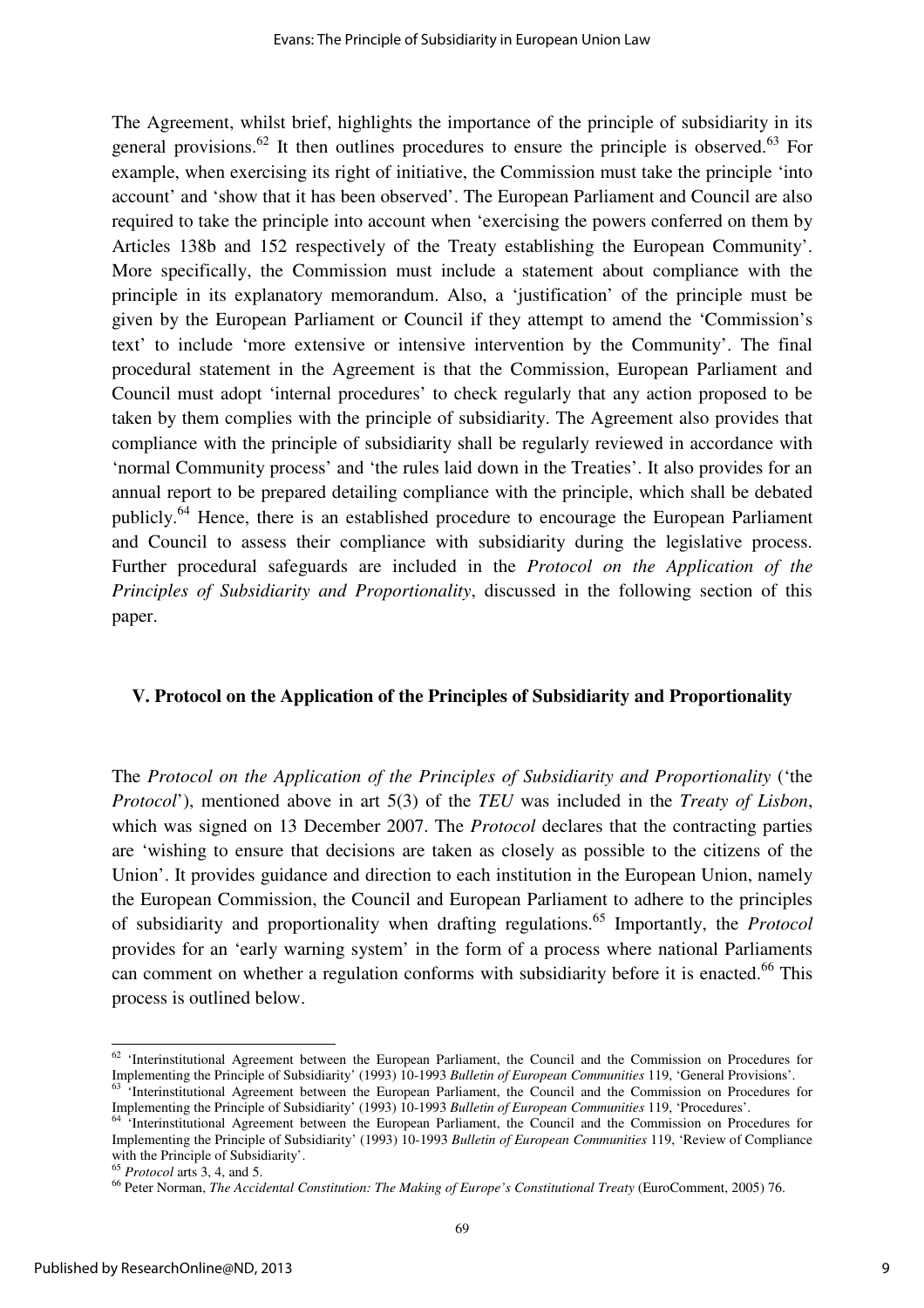The Agreement, whilst brief, highlights the importance of the principle of subsidiarity in its general provisions.[62] It then outlines procedures to ensure the principle is observed.[63] For example, when exercising its right of initiative, the Commission must take the principle 'into account' and 'show that it has been observed'. The European Parliament and Council are also required to take the principle into account when 'exercising the powers conferred on them by Articles 138b and 152 respectively of the Treaty establishing the European Community'. More specifically, the Commission must include a statement about compliance with the principle in its explanatory memorandum. Also, a 'justification' of the principle must be given by the European Parliament or Council if they attempt to amend the 'Commission's text' to include 'more extensive or intensive intervention by the Community'. The final procedural statement in the Agreement is that the Commission, European Parliament and Council must adopt 'internal procedures' to check regularly that any action proposed to be taken by them complies with the principle of subsidiarity. The Agreement also provides that compliance with the principle of subsidiarity shall be regularly reviewed in accordance with 'normal Community process' and 'the rules laid down in the Treaties'. It also provides for an annual report to be prepared detailing compliance with the principle, which shall be debated publicly.[64] Hence, there is an established procedure to encourage the European Parliament and Council to assess their compliance with subsidiarity during the legislative process. Further procedural safeguards are included in the *Protocol on the Application of the Principles of Subsidiarity and Proportionality*, discussed in the following section of this paper.

## V. Protocol on the Application of the Principles of Subsidiarity and Proportionality

The *Protocol on the Application of the Principles of Subsidiarity and Proportionality* ('the *Protocol*'), mentioned above in art 5(3) of the *TEU* was included in the *Treaty of Lisbon*, which was signed on 13 December 2007. The *Protocol* declares that the contracting parties are 'wishing to ensure that decisions are taken as closely as possible to the citizens of the Union'. It provides guidance and direction to each institution in the European Union, namely the European Commission, the Council and European Parliament to adhere to the principles of subsidiarity and proportionality when drafting regulations.[65] Importantly, the *Protocol* provides for an 'early warning system' in the form of a process where national Parliaments can comment on whether a regulation conforms with subsidiarity before it is enacted.[66] This process is outlined below.

---

[62] 'Interinstitutional Agreement between the European Parliament, the Council and the Commission on Procedures for Implementing the Principle of Subsidiarity' (1993) 10-1993 *Bulletin of European Communities* 119, 'General Provisions'.

[63] 'Interinstitutional Agreement between the European Parliament, the Council and the Commission on Procedures for Implementing the Principle of Subsidiarity' (1993) 10-1993 *Bulletin of European Communities* 119, 'Procedures'.

[64] 'Interinstitutional Agreement between the European Parliament, the Council and the Commission on Procedures for Implementing the Principle of Subsidiarity' (1993) 10-1993 *Bulletin of European Communities* 119, 'Review of Compliance with the Principle of Subsidiarity'.

[65] *Protocol* arts 3, 4, and 5.

[66] Peter Norman, *The Accidental Constitution: The Making of Europe's Constitutional Treaty* (EuroComment, 2005) 76.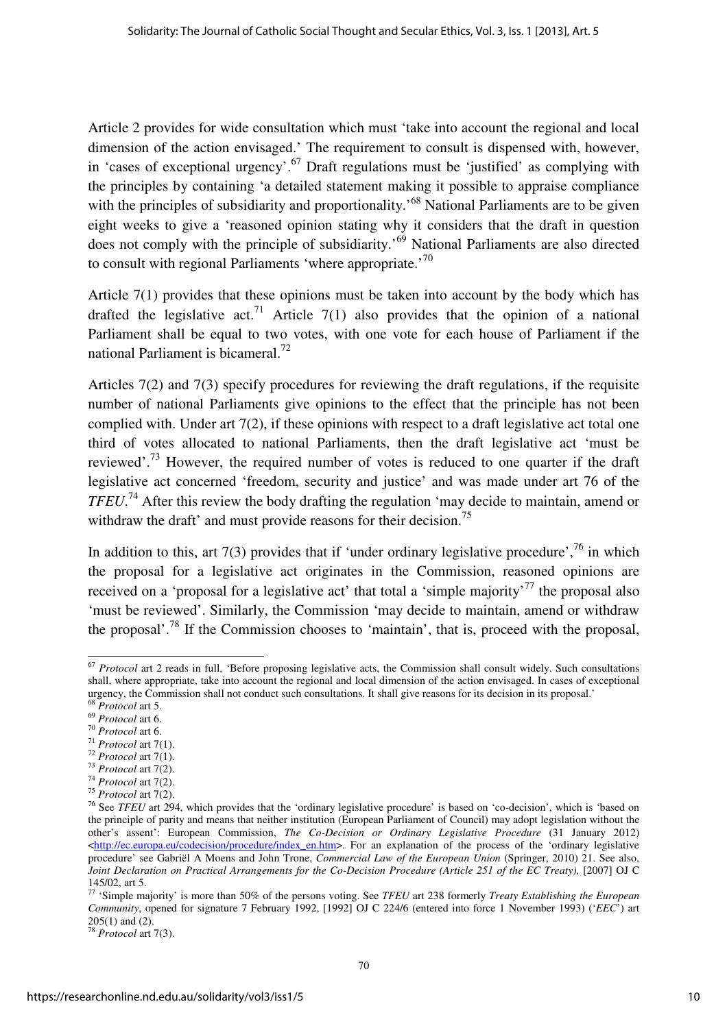Article 2 provides for wide consultation which must 'take into account the regional and local dimension of the action envisaged.' The requirement to consult is dispensed with, however, in 'cases of exceptional urgency'.[67] Draft regulations must be 'justified' as complying with the principles by containing 'a detailed statement making it possible to appraise compliance with the principles of subsidiarity and proportionality.'[68] National Parliaments are to be given eight weeks to give a 'reasoned opinion stating why it considers that the draft in question does not comply with the principle of subsidiarity.'[69] National Parliaments are also directed to consult with regional Parliaments 'where appropriate.'[70]

Article 7(1) provides that these opinions must be taken into account by the body which has drafted the legislative act.[71] Article 7(1) also provides that the opinion of a national Parliament shall be equal to two votes, with one vote for each house of Parliament if the national Parliament is bicameral.[72]

Articles 7(2) and 7(3) specify procedures for reviewing the draft regulations, if the requisite number of national Parliaments give opinions to the effect that the principle has not been complied with. Under art 7(2), if these opinions with respect to a draft legislative act total one third of votes allocated to national Parliaments, then the draft legislative act 'must be reviewed'.[73] However, the required number of votes is reduced to one quarter if the draft legislative act concerned 'freedom, security and justice' and was made under art 76 of the *TFEU*.[74] After this review the body drafting the regulation 'may decide to maintain, amend or withdraw the draft' and must provide reasons for their decision.[75]

In addition to this, art 7(3) provides that if 'under ordinary legislative procedure',[76] in which the proposal for a legislative act originates in the Commission, reasoned opinions are received on a 'proposal for a legislative act' that total a 'simple majority'[77] the proposal also 'must be reviewed'. Similarly, the Commission 'may decide to maintain, amend or withdraw the proposal'.[78] If the Commission chooses to 'maintain', that is, proceed with the proposal,

---

[67] *Protocol* art 2 reads in full, 'Before proposing legislative acts, the Commission shall consult widely. Such consultations shall, where appropriate, take into account the regional and local dimension of the action envisaged. In cases of exceptional urgency, the Commission shall not conduct such consultations. It shall give reasons for its decision in its proposal.'

[68] *Protocol* art 5.

[69] *Protocol* art 6.

[70] *Protocol* art 6.

[71] *Protocol* art 7(1).

[72] *Protocol* art 7(1).

[73] *Protocol* art 7(2).

[74] *Protocol* art 7(2).

[75] *Protocol* art 7(2).

[76] See *TFEU* art 294, which provides that the 'ordinary legislative procedure' is based on 'co-decision', which is 'based on the principle of parity and means that neither institution (European Parliament of Council) may adopt legislation without the other's assent': European Commission, *The Co-Decision or Ordinary Legislative Procedure* (31 January 2012) <http://ec.europa.eu/codecision/procedure/index_en.htm>. For an explanation of the process of the 'ordinary legislative procedure' see Gabriël A Moens and John Trone, *Commercial Law of the European Union* (Springer, 2010) 21. See also, *Joint Declaration on Practical Arrangements for the Co-Decision Procedure (Article 251 of the EC Treaty),* [2007] OJ C 145/02, art 5.

[77] 'Simple majority' is more than 50% of the persons voting. See *TFEU* art 238 formerly *Treaty Establishing the European Community*, opened for signature 7 February 1992, [1992] OJ C 224/6 (entered into force 1 November 1993) ('*EEC*') art 205(1) and (2).

[78] *Protocol* art 7(3).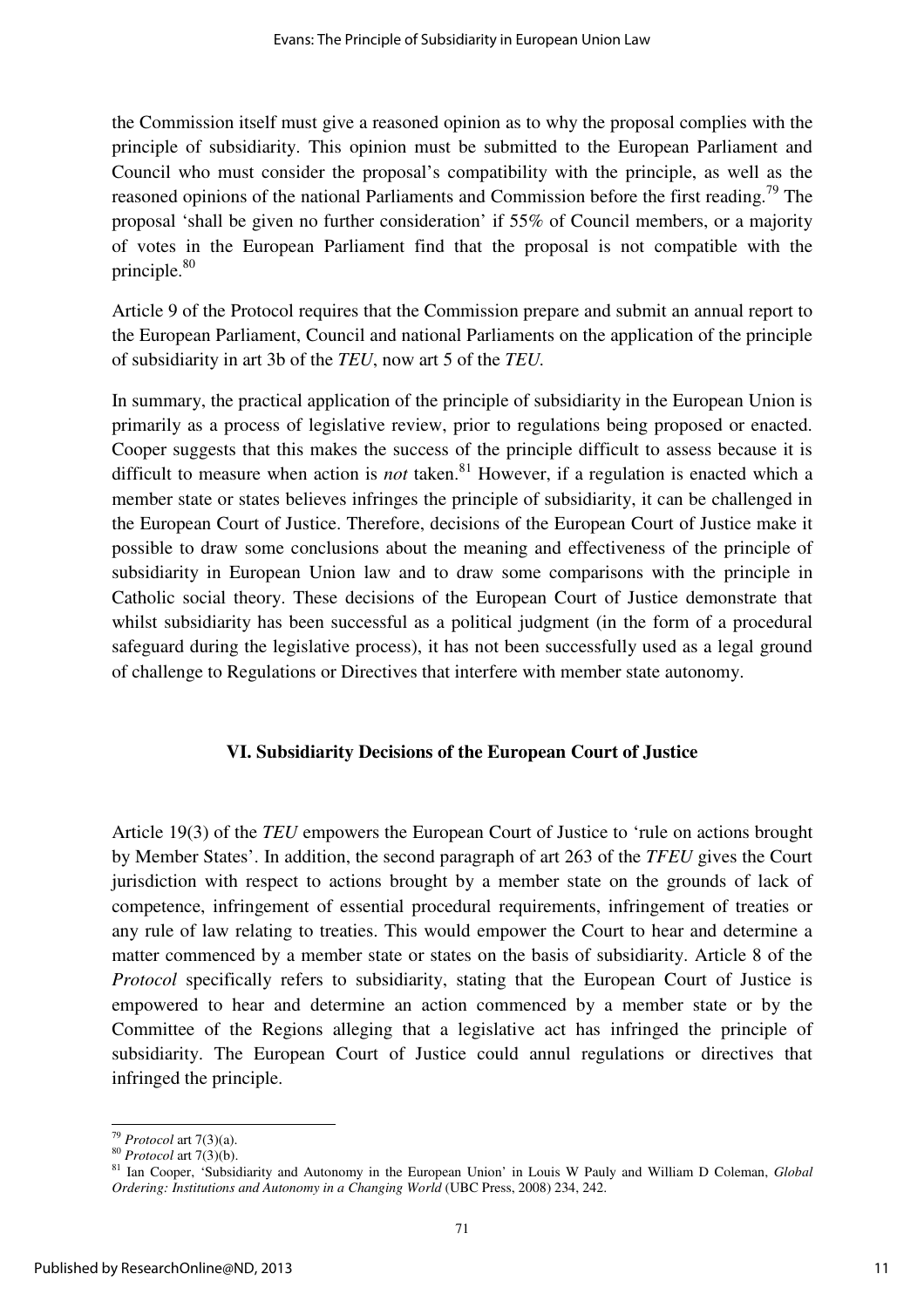the Commission itself must give a reasoned opinion as to why the proposal complies with the principle of subsidiarity. This opinion must be submitted to the European Parliament and Council who must consider the proposal's compatibility with the principle, as well as the reasoned opinions of the national Parliaments and Commission before the first reading.[79] The proposal 'shall be given no further consideration' if 55% of Council members, or a majority of votes in the European Parliament find that the proposal is not compatible with the principle.[80]

Article 9 of the Protocol requires that the Commission prepare and submit an annual report to the European Parliament, Council and national Parliaments on the application of the principle of subsidiarity in art 3b of the *TEU*, now art 5 of the *TEU*.

In summary, the practical application of the principle of subsidiarity in the European Union is primarily as a process of legislative review, prior to regulations being proposed or enacted. Cooper suggests that this makes the success of the principle difficult to assess because it is difficult to measure when action is *not* taken.[81] However, if a regulation is enacted which a member state or states believes infringes the principle of subsidiarity, it can be challenged in the European Court of Justice. Therefore, decisions of the European Court of Justice make it possible to draw some conclusions about the meaning and effectiveness of the principle of subsidiarity in European Union law and to draw some comparisons with the principle in Catholic social theory. These decisions of the European Court of Justice demonstrate that whilst subsidiarity has been successful as a political judgment (in the form of a procedural safeguard during the legislative process), it has not been successfully used as a legal ground of challenge to Regulations or Directives that interfere with member state autonomy.

## VI. Subsidiarity Decisions of the European Court of Justice

Article 19(3) of the *TEU* empowers the European Court of Justice to 'rule on actions brought by Member States'. In addition, the second paragraph of art 263 of the *TFEU* gives the Court jurisdiction with respect to actions brought by a member state on the grounds of lack of competence, infringement of essential procedural requirements, infringement of treaties or any rule of law relating to treaties. This would empower the Court to hear and determine a matter commenced by a member state or states on the basis of subsidiarity. Article 8 of the *Protocol* specifically refers to subsidiarity, stating that the European Court of Justice is empowered to hear and determine an action commenced by a member state or by the Committee of the Regions alleging that a legislative act has infringed the principle of subsidiarity. The European Court of Justice could annul regulations or directives that infringed the principle.

---

[79] *Protocol* art 7(3)(a).

[80] *Protocol* art 7(3)(b).

[81] Ian Cooper, 'Subsidiarity and Autonomy in the European Union' in Louis W Pauly and William D Coleman, *Global Ordering: Institutions and Autonomy in a Changing World* (UBC Press, 2008) 234, 242.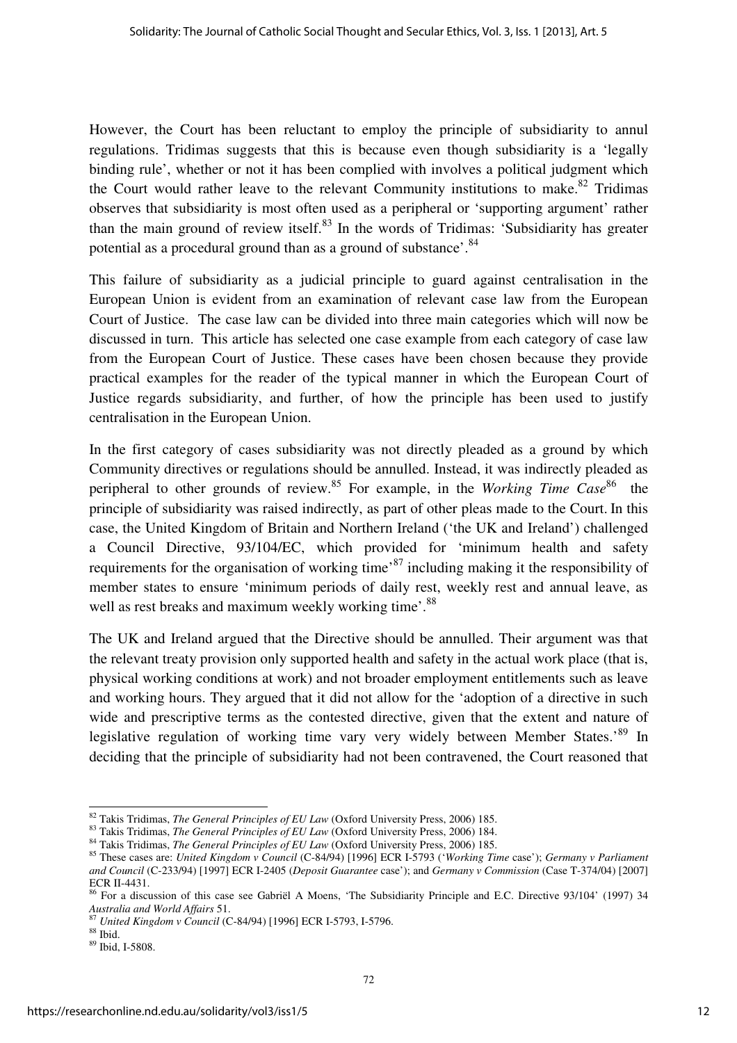However, the Court has been reluctant to employ the principle of subsidiarity to annul regulations. Tridimas suggests that this is because even though subsidiarity is a 'legally binding rule', whether or not it has been complied with involves a political judgment which the Court would rather leave to the relevant Community institutions to make.[82] Tridimas observes that subsidiarity is most often used as a peripheral or 'supporting argument' rather than the main ground of review itself.[83] In the words of Tridimas: 'Subsidiarity has greater potential as a procedural ground than as a ground of substance'.[84]

This failure of subsidiarity as a judicial principle to guard against centralisation in the European Union is evident from an examination of relevant case law from the European Court of Justice. The case law can be divided into three main categories which will now be discussed in turn. This article has selected one case example from each category of case law from the European Court of Justice. These cases have been chosen because they provide practical examples for the reader of the typical manner in which the European Court of Justice regards subsidiarity, and further, of how the principle has been used to justify centralisation in the European Union.

In the first category of cases subsidiarity was not directly pleaded as a ground by which Community directives or regulations should be annulled. Instead, it was indirectly pleaded as peripheral to other grounds of review.[85] For example, in the *Working Time Case*[86] the principle of subsidiarity was raised indirectly, as part of other pleas made to the Court. In this case, the United Kingdom of Britain and Northern Ireland ('the UK and Ireland') challenged a Council Directive, 93/104/EC, which provided for 'minimum health and safety requirements for the organisation of working time'[87] including making it the responsibility of member states to ensure 'minimum periods of daily rest, weekly rest and annual leave, as well as rest breaks and maximum weekly working time'.[88]

The UK and Ireland argued that the Directive should be annulled. Their argument was that the relevant treaty provision only supported health and safety in the actual work place (that is, physical working conditions at work) and not broader employment entitlements such as leave and working hours. They argued that it did not allow for the 'adoption of a directive in such wide and prescriptive terms as the contested directive, given that the extent and nature of legislative regulation of working time vary very widely between Member States.'[89] In deciding that the principle of subsidiarity had not been contravened, the Court reasoned that

---

[82] Takis Tridimas, *The General Principles of EU Law* (Oxford University Press, 2006) 185.

[83] Takis Tridimas, *The General Principles of EU Law* (Oxford University Press, 2006) 184.

[84] Takis Tridimas, *The General Principles of EU Law* (Oxford University Press, 2006) 185.

[85] These cases are: *United Kingdom v Council* (C-84/94) [1996] ECR I-5793 ('*Working Time* case'); *Germany v Parliament and Council* (C-233/94) [1997] ECR I-2405 (*Deposit Guarantee* case'); and *Germany v Commission* (Case T-374/04) [2007] ECR II-4431.

[86] For a discussion of this case see Gabriël A Moens, 'The Subsidiarity Principle and E.C. Directive 93/104' (1997) 34 *Australia and World Affairs* 51.

[87] *United Kingdom v Council* (C-84/94) [1996] ECR I-5793, I-5796.

[88] Ibid.

[89] Ibid, I-5808.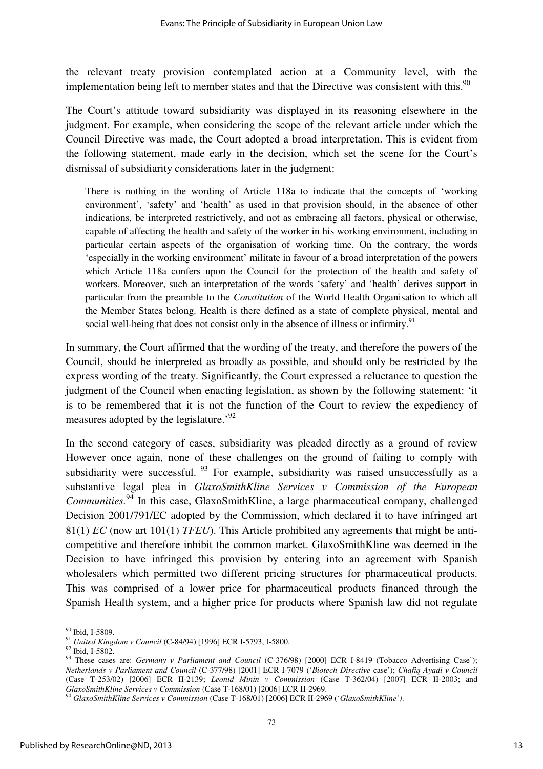the relevant treaty provision contemplated action at a Community level, with the implementation being left to member states and that the Directive was consistent with this.[90]

The Court's attitude toward subsidiarity was displayed in its reasoning elsewhere in the judgment. For example, when considering the scope of the relevant article under which the Council Directive was made, the Court adopted a broad interpretation. This is evident from the following statement, made early in the decision, which set the scene for the Court's dismissal of subsidiarity considerations later in the judgment:

> There is nothing in the wording of Article 118a to indicate that the concepts of 'working environment', 'safety' and 'health' as used in that provision should, in the absence of other indications, be interpreted restrictively, and not as embracing all factors, physical or otherwise, capable of affecting the health and safety of the worker in his working environment, including in particular certain aspects of the organisation of working time. On the contrary, the words 'especially in the working environment' militate in favour of a broad interpretation of the powers which Article 118a confers upon the Council for the protection of the health and safety of workers. Moreover, such an interpretation of the words 'safety' and 'health' derives support in particular from the preamble to the *Constitution* of the World Health Organisation to which all the Member States belong. Health is there defined as a state of complete physical, mental and social well-being that does not consist only in the absence of illness or infirmity.[91]

In summary, the Court affirmed that the wording of the treaty, and therefore the powers of the Council, should be interpreted as broadly as possible, and should only be restricted by the express wording of the treaty. Significantly, the Court expressed a reluctance to question the judgment of the Council when enacting legislation, as shown by the following statement: 'it is to be remembered that it is not the function of the Court to review the expediency of measures adopted by the legislature.'[92]

In the second category of cases, subsidiarity was pleaded directly as a ground of review However once again, none of these challenges on the ground of failing to comply with subsidiarity were successful. [93] For example, subsidiarity was raised unsuccessfully as a substantive legal plea in *GlaxoSmithKline Services v Commission of the European Communities.*[94] In this case, GlaxoSmithKline, a large pharmaceutical company, challenged Decision 2001/791/EC adopted by the Commission, which declared it to have infringed art 81(1) *EC* (now art 101(1) *TFEU*). This Article prohibited any agreements that might be anti-competitive and therefore inhibit the common market. GlaxoSmithKline was deemed in the Decision to have infringed this provision by entering into an agreement with Spanish wholesalers which permitted two different pricing structures for pharmaceutical products. This was comprised of a lower price for pharmaceutical products financed through the Spanish Health system, and a higher price for products where Spanish law did not regulate

---

[90] Ibid, I-5809.

[91] *United Kingdom v Council* (C-84/94) [1996] ECR I-5793, I-5800.

[92] Ibid, I-5802.

[93] These cases are: *Germany v Parliament and Council* (C-376/98) [2000] ECR I-8419 (Tobacco Advertising Case'); *Netherlands v Parliament and Council* (C-377/98) [2001] ECR I-7079 ('*Biotech Directive* case'); *Chafiq Ayadi v Council* (Case T-253/02) [2006] ECR II-2139; *Leonid Minin v Commission* (Case T-362/04) [2007] ECR II-2003; and *GlaxoSmithKline Services v Commission* (Case T-168/01) [2006] ECR II-2969.

[94] *GlaxoSmithKline Services v Commission* (Case T-168/01) [2006] ECR II-2969 ('*GlaxoSmithKline')*.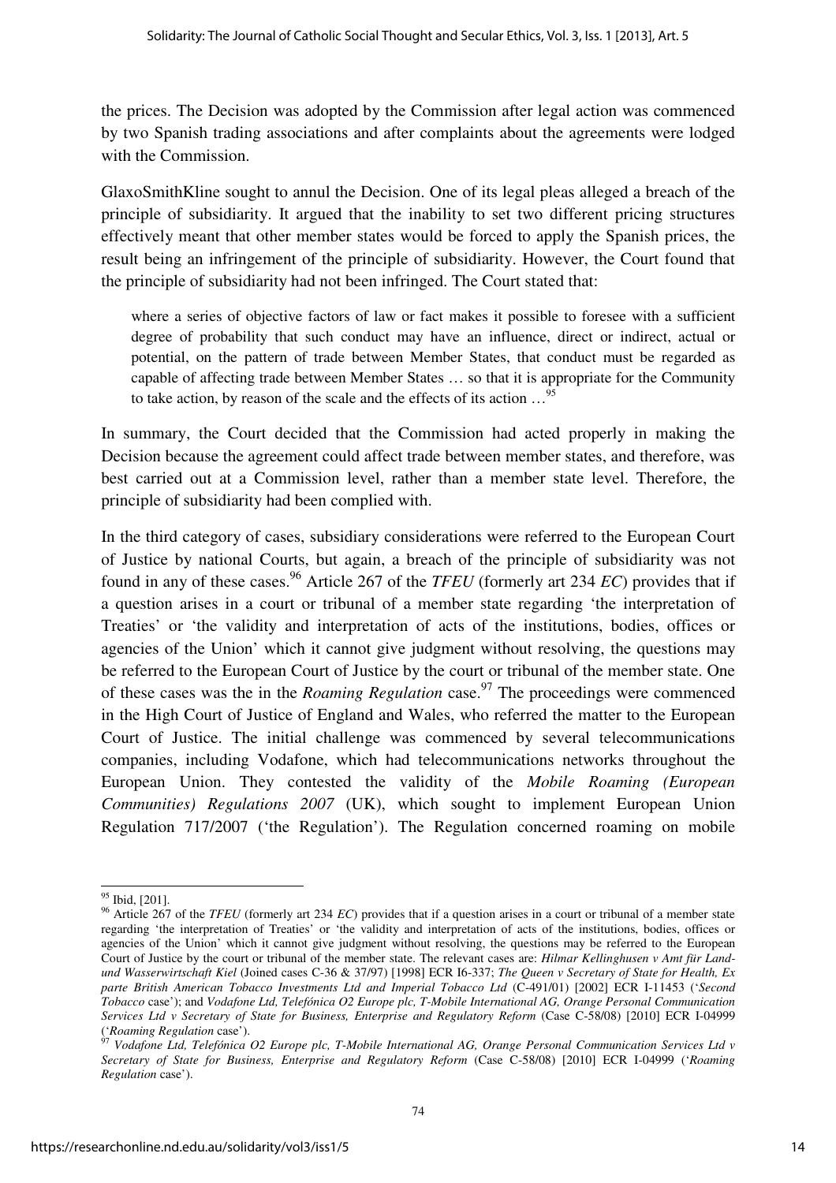the prices. The Decision was adopted by the Commission after legal action was commenced by two Spanish trading associations and after complaints about the agreements were lodged with the Commission.

GlaxoSmithKline sought to annul the Decision. One of its legal pleas alleged a breach of the principle of subsidiarity. It argued that the inability to set two different pricing structures effectively meant that other member states would be forced to apply the Spanish prices, the result being an infringement of the principle of subsidiarity. However, the Court found that the principle of subsidiarity had not been infringed. The Court stated that:

> where a series of objective factors of law or fact makes it possible to foresee with a sufficient degree of probability that such conduct may have an influence, direct or indirect, actual or potential, on the pattern of trade between Member States, that conduct must be regarded as capable of affecting trade between Member States … so that it is appropriate for the Community to take action, by reason of the scale and the effects of its action …[95]

In summary, the Court decided that the Commission had acted properly in making the Decision because the agreement could affect trade between member states, and therefore, was best carried out at a Commission level, rather than a member state level. Therefore, the principle of subsidiarity had been complied with.

In the third category of cases, subsidiary considerations were referred to the European Court of Justice by national Courts, but again, a breach of the principle of subsidiarity was not found in any of these cases.[96] Article 267 of the *TFEU* (formerly art 234 *EC*) provides that if a question arises in a court or tribunal of a member state regarding 'the interpretation of Treaties' or 'the validity and interpretation of acts of the institutions, bodies, offices or agencies of the Union' which it cannot give judgment without resolving, the questions may be referred to the European Court of Justice by the court or tribunal of the member state. One of these cases was the in the *Roaming Regulation* case.[97] The proceedings were commenced in the High Court of Justice of England and Wales, who referred the matter to the European Court of Justice. The initial challenge was commenced by several telecommunications companies, including Vodafone, which had telecommunications networks throughout the European Union. They contested the validity of the *Mobile Roaming (European Communities) Regulations 2007* (UK), which sought to implement European Union Regulation 717/2007 ('the Regulation'). The Regulation concerned roaming on mobile

---

[95] Ibid, [201].

[96] Article 267 of the *TFEU* (formerly art 234 *EC*) provides that if a question arises in a court or tribunal of a member state regarding 'the interpretation of Treaties' or 'the validity and interpretation of acts of the institutions, bodies, offices or agencies of the Union' which it cannot give judgment without resolving, the questions may be referred to the European Court of Justice by the court or tribunal of the member state. The relevant cases are: *Hilmar Kellinghusen v Amt für Land- und Wasserwirtschaft Kiel* (Joined cases C-36 & 37/97) [1998] ECR I6-337; *The Queen v Secretary of State for Health, Ex parte British American Tobacco Investments Ltd and Imperial Tobacco Ltd* (C-491/01) [2002] ECR I-11453 ('*Second Tobacco* case'); and *Vodafone Ltd, Telefónica O2 Europe plc, T-Mobile International AG, Orange Personal Communication Services Ltd v Secretary of State for Business, Enterprise and Regulatory Reform* (Case C-58/08) [2010] ECR I-04999 ('*Roaming Regulation* case').

[97] *Vodafone Ltd, Telefónica O2 Europe plc, T-Mobile International AG, Orange Personal Communication Services Ltd v Secretary of State for Business, Enterprise and Regulatory Reform* (Case C-58/08) [2010] ECR I-04999 ('*Roaming Regulation* case').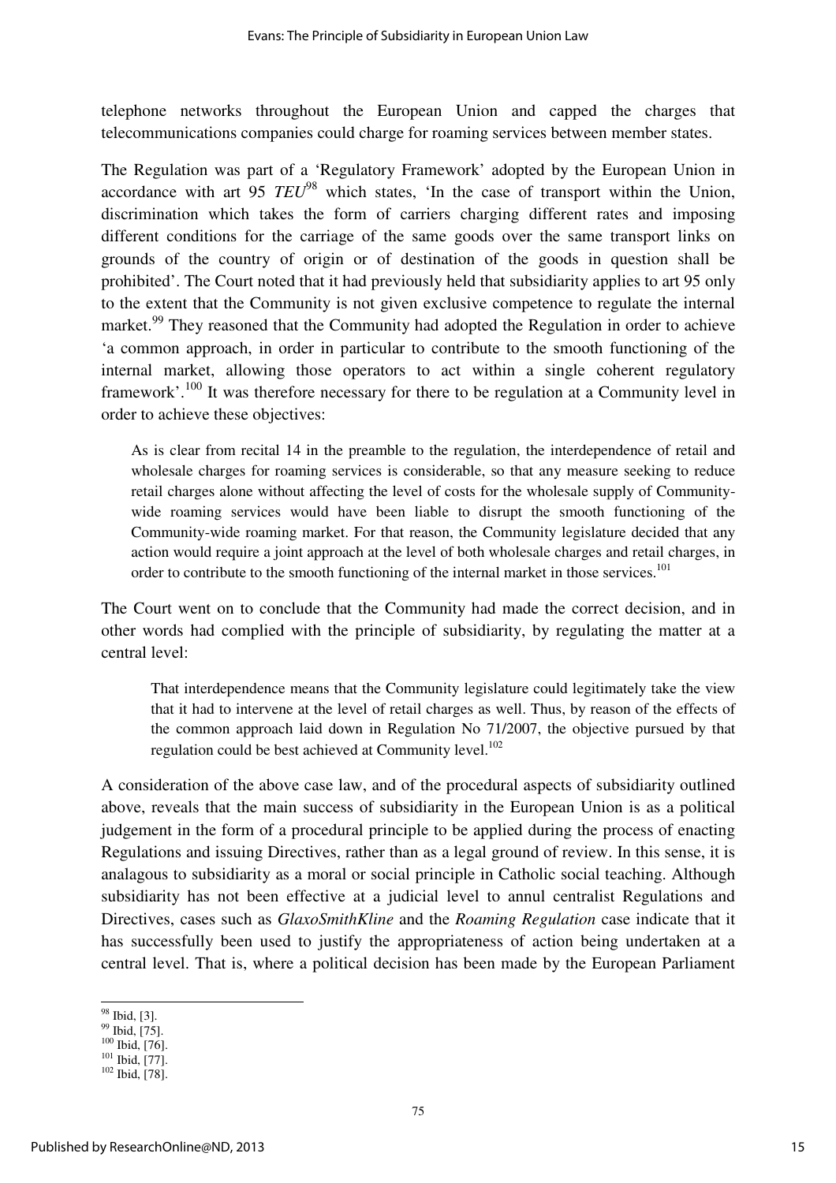telephone networks throughout the European Union and capped the charges that telecommunications companies could charge for roaming services between member states.

The Regulation was part of a 'Regulatory Framework' adopted by the European Union in accordance with art 95 *TEU*[98] which states, 'In the case of transport within the Union, discrimination which takes the form of carriers charging different rates and imposing different conditions for the carriage of the same goods over the same transport links on grounds of the country of origin or of destination of the goods in question shall be prohibited'. The Court noted that it had previously held that subsidiarity applies to art 95 only to the extent that the Community is not given exclusive competence to regulate the internal market.[99] They reasoned that the Community had adopted the Regulation in order to achieve 'a common approach, in order in particular to contribute to the smooth functioning of the internal market, allowing those operators to act within a single coherent regulatory framework'.[100] It was therefore necessary for there to be regulation at a Community level in order to achieve these objectives:

> As is clear from recital 14 in the preamble to the regulation, the interdependence of retail and wholesale charges for roaming services is considerable, so that any measure seeking to reduce retail charges alone without affecting the level of costs for the wholesale supply of Community-wide roaming services would have been liable to disrupt the smooth functioning of the Community-wide roaming market. For that reason, the Community legislature decided that any action would require a joint approach at the level of both wholesale charges and retail charges, in order to contribute to the smooth functioning of the internal market in those services.[101]

The Court went on to conclude that the Community had made the correct decision, and in other words had complied with the principle of subsidiarity, by regulating the matter at a central level:

> That interdependence means that the Community legislature could legitimately take the view that it had to intervene at the level of retail charges as well. Thus, by reason of the effects of the common approach laid down in Regulation No 71/2007, the objective pursued by that regulation could be best achieved at Community level.[102]

A consideration of the above case law, and of the procedural aspects of subsidiarity outlined above, reveals that the main success of subsidiarity in the European Union is as a political judgement in the form of a procedural principle to be applied during the process of enacting Regulations and issuing Directives, rather than as a legal ground of review. In this sense, it is analagous to subsidiarity as a moral or social principle in Catholic social teaching. Although subsidiarity has not been effective at a judicial level to annul centralist Regulations and Directives, cases such as *GlaxoSmithKline* and the *Roaming Regulation* case indicate that it has successfully been used to justify the appropriateness of action being undertaken at a central level. That is, where a political decision has been made by the European Parliament

---

[98] Ibid, [3].
[99] Ibid, [75].
[100] Ibid, [76].
[101] Ibid, [77].
[102] Ibid, [78].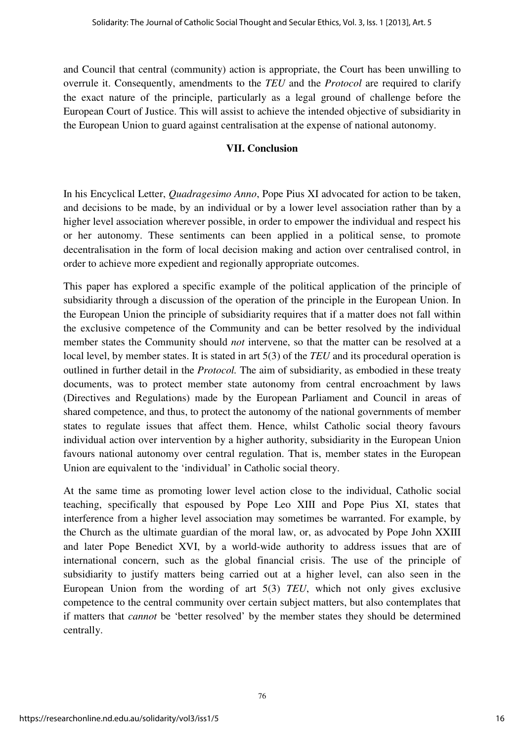and Council that central (community) action is appropriate, the Court has been unwilling to overrule it. Consequently, amendments to the *TEU* and the *Protocol* are required to clarify the exact nature of the principle, particularly as a legal ground of challenge before the European Court of Justice. This will assist to achieve the intended objective of subsidiarity in the European Union to guard against centralisation at the expense of national autonomy.

## VII. Conclusion

In his Encyclical Letter, *Quadragesimo Anno*, Pope Pius XI advocated for action to be taken, and decisions to be made, by an individual or by a lower level association rather than by a higher level association wherever possible, in order to empower the individual and respect his or her autonomy. These sentiments can been applied in a political sense, to promote decentralisation in the form of local decision making and action over centralised control, in order to achieve more expedient and regionally appropriate outcomes.

This paper has explored a specific example of the political application of the principle of subsidiarity through a discussion of the operation of the principle in the European Union. In the European Union the principle of subsidiarity requires that if a matter does not fall within the exclusive competence of the Community and can be better resolved by the individual member states the Community should *not* intervene, so that the matter can be resolved at a local level, by member states. It is stated in art 5(3) of the *TEU* and its procedural operation is outlined in further detail in the *Protocol.* The aim of subsidiarity, as embodied in these treaty documents, was to protect member state autonomy from central encroachment by laws (Directives and Regulations) made by the European Parliament and Council in areas of shared competence, and thus, to protect the autonomy of the national governments of member states to regulate issues that affect them. Hence, whilst Catholic social theory favours individual action over intervention by a higher authority, subsidiarity in the European Union favours national autonomy over central regulation. That is, member states in the European Union are equivalent to the 'individual' in Catholic social theory.

At the same time as promoting lower level action close to the individual, Catholic social teaching, specifically that espoused by Pope Leo XIII and Pope Pius XI, states that interference from a higher level association may sometimes be warranted. For example, by the Church as the ultimate guardian of the moral law, or, as advocated by Pope John XXIII and later Pope Benedict XVI, by a world-wide authority to address issues that are of international concern, such as the global financial crisis. The use of the principle of subsidiarity to justify matters being carried out at a higher level, can also seen in the European Union from the wording of art 5(3) *TEU*, which not only gives exclusive competence to the central community over certain subject matters, but also contemplates that if matters that *cannot* be 'better resolved' by the member states they should be determined centrally.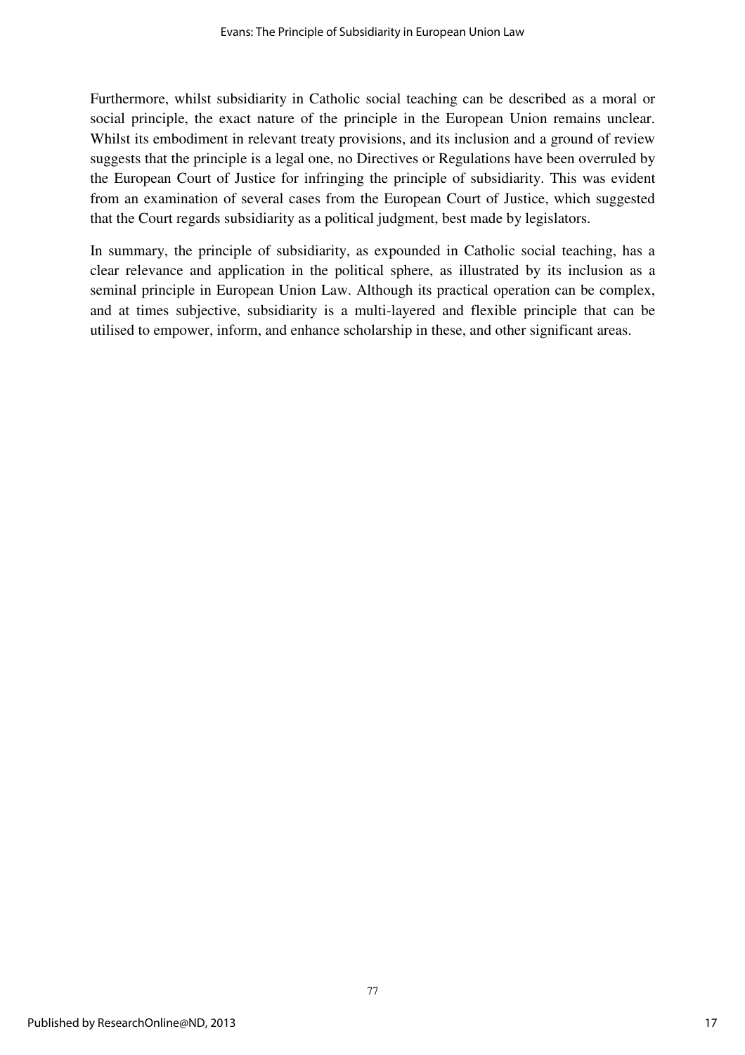Furthermore, whilst subsidiarity in Catholic social teaching can be described as a moral or social principle, the exact nature of the principle in the European Union remains unclear. Whilst its embodiment in relevant treaty provisions, and its inclusion and a ground of review suggests that the principle is a legal one, no Directives or Regulations have been overruled by the European Court of Justice for infringing the principle of subsidiarity. This was evident from an examination of several cases from the European Court of Justice, which suggested that the Court regards subsidiarity as a political judgment, best made by legislators.

In summary, the principle of subsidiarity, as expounded in Catholic social teaching, has a clear relevance and application in the political sphere, as illustrated by its inclusion as a seminal principle in European Union Law. Although its practical operation can be complex, and at times subjective, subsidiarity is a multi-layered and flexible principle that can be utilised to empower, inform, and enhance scholarship in these, and other significant areas.